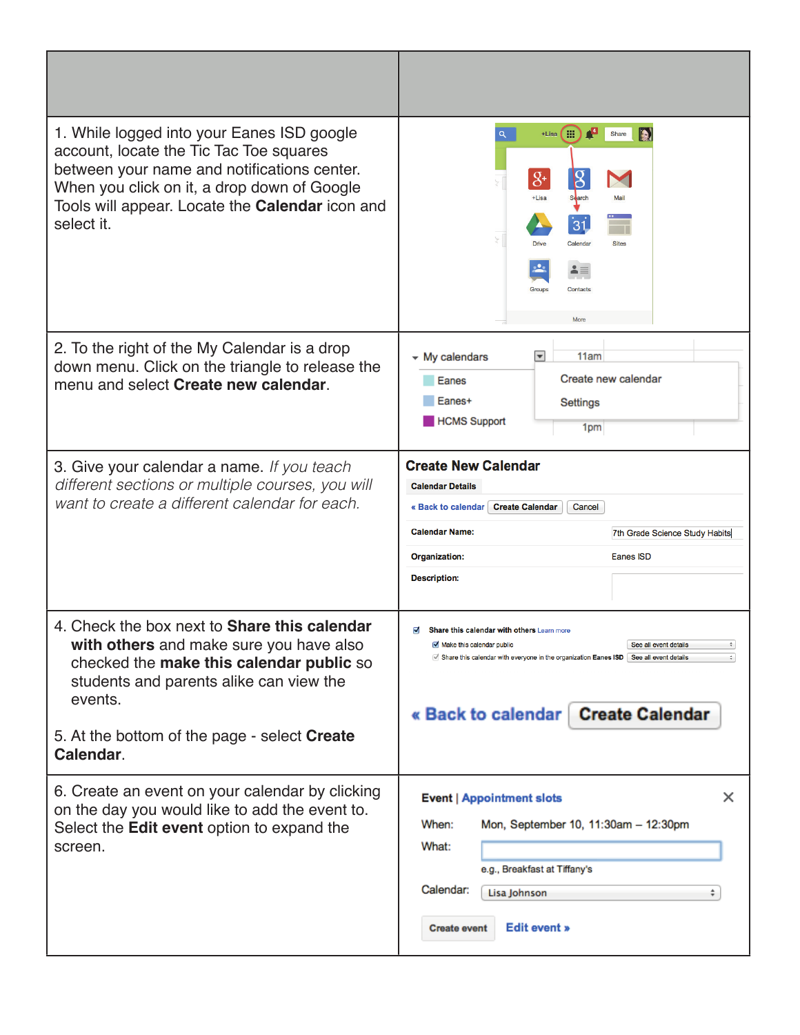| | |
|---|---|
| 1. While logged into your Eanes ISD google account, locate the Tic Tac Toe squares between your name and notifications center. When you click on it, a drop down of Google Tools will appear. Locate the **Calendar** icon and select it. | |
| 2. To the right of the My Calendar is a drop down menu. Click on the triangle to release the menu and select **Create new calendar**. | |
| 3. Give your calendar a name. *If you teach different sections or multiple courses, you will want to create a different calendar for each.* | |
| 4. Check the box next to **Share this calendar with others** and make sure you have also checked the **make this calendar public** so students and parents alike can view the events.<br><br>5. At the bottom of the page - select **Create Calendar**. | |
| 6. Create an event on your calendar by clicking on the day you would like to add the event to. Select the **Edit event** option to expand the screen. | |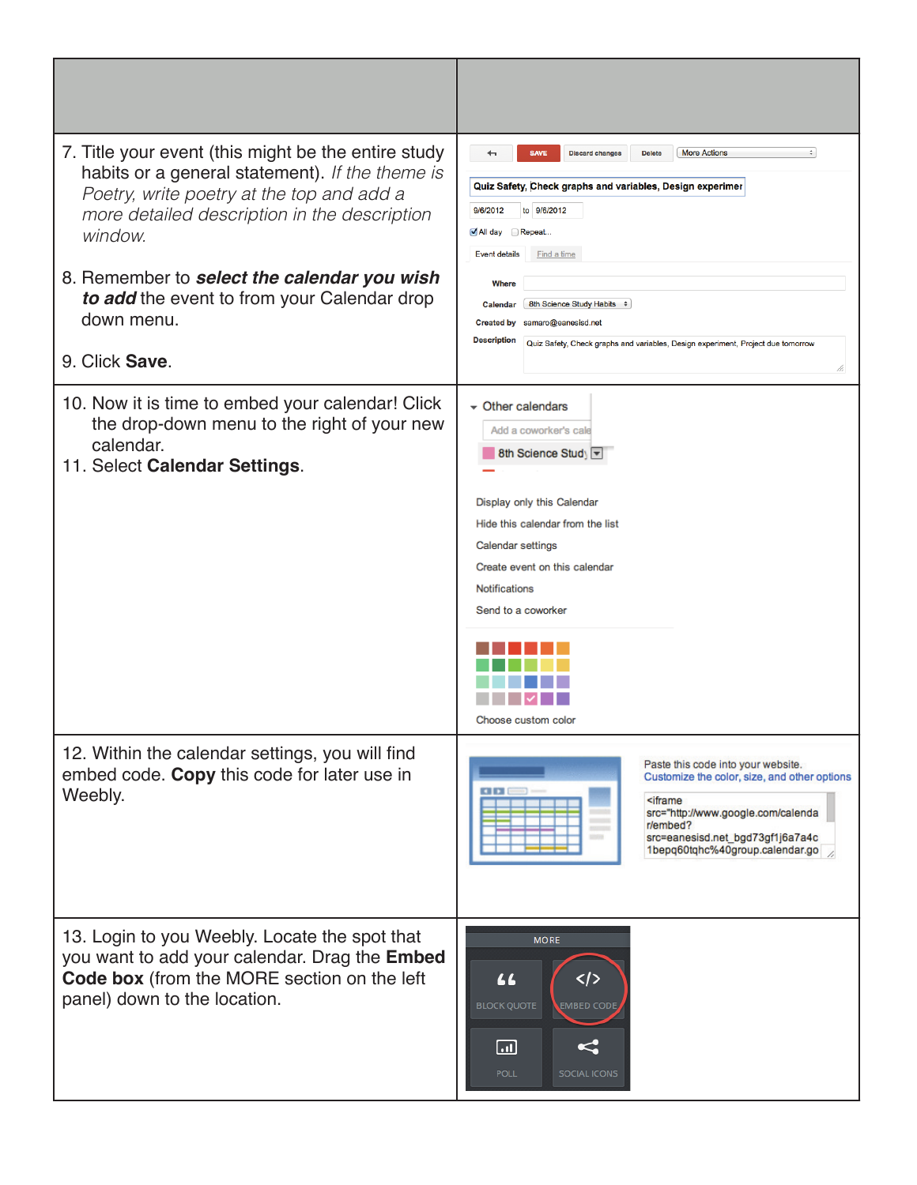| | |
|---|---|
| 7. Title your event (this might be the entire study habits or a general statement). *If the theme is Poetry, write poetry at the top and add a more detailed description in the description window.*<br><br>8. Remember to ***select the calendar you wish to add*** the event to from your Calendar drop down menu.<br><br>9. Click **Save**. | |
| 10. Now it is time to embed your calendar! Click the drop-down menu to the right of your new calendar.<br>11. Select **Calendar Settings**. | |
| 12. Within the calendar settings, you will find embed code. **Copy** this code for later use in Weebly. | |
| 13. Login to you Weebly. Locate the spot that you want to add your calendar. Drag the **Embed Code box** (from the MORE section on the left panel) down to the location. | |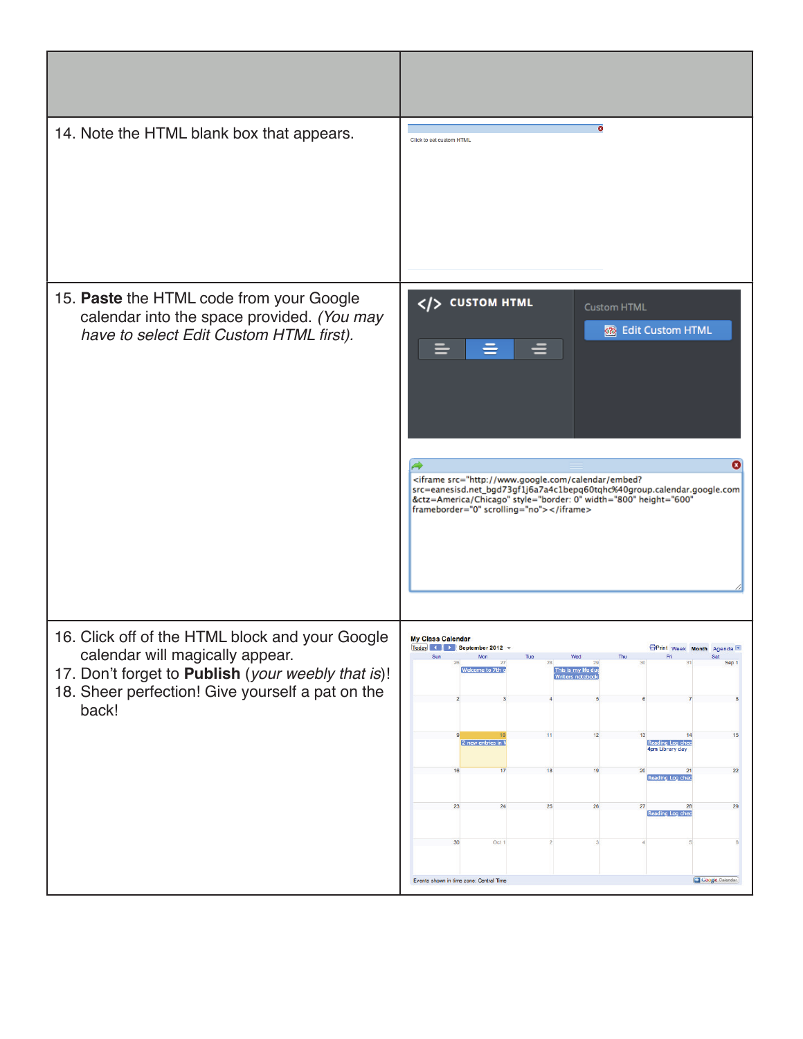| | |
|---|---|
| 14. Note the HTML blank box that appears. | Click to set custom HTML |
| 15. **Paste** the HTML code from your Google calendar into the space provided. *(You may have to select Edit Custom HTML first).* | CUSTOM HTML<br>Custom HTML<br>Edit Custom HTML<br><br><iframe src="http://www.google.com/calendar/embed?src=eanesisd.net_bgd73gf1j6a7a4c1bepq60tqhc%40group.calendar.google.com&ctz=America/Chicago" style="border: 0" width="800" height="600" frameborder="0" scrolling="no"></iframe> |
| 16. Click off of the HTML block and your Google calendar will magically appear.<br>17. Don't forget to **Publish** (*your weebly that is*)!<br>18. Sheer perfection! Give yourself a pat on the back! | My Class Calendar |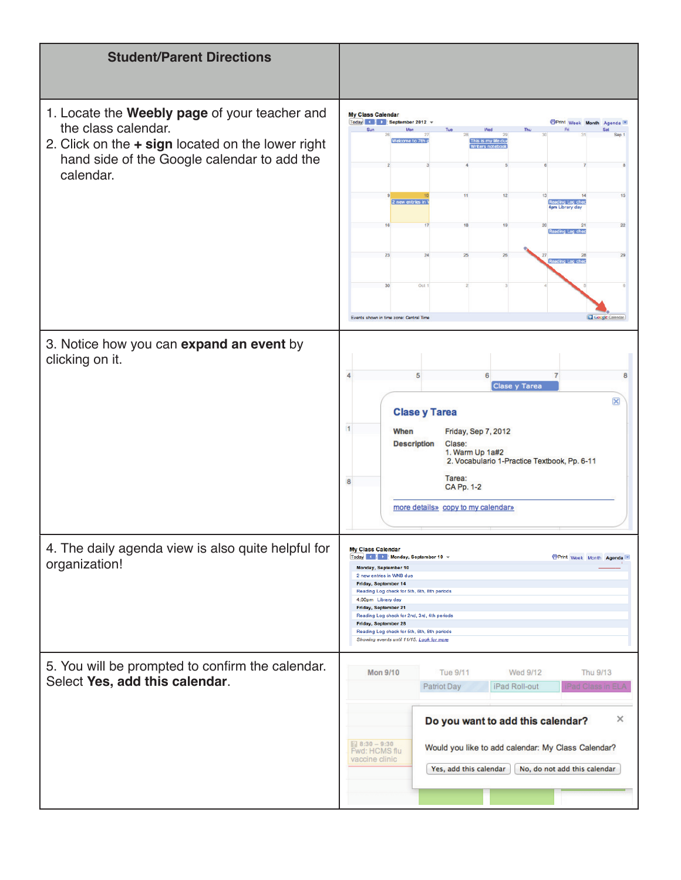| Student/Parent Directions | |
|---|---|
| 1. Locate the **Weebly page** of your teacher and the class calendar.<br>2. Click on the **+ sign** located on the lower right hand side of the Google calendar to add the calendar. | |
| 3. Notice how you can **expand an event** by clicking on it. | |
| 4. The daily agenda view is also quite helpful for organization! | |
| 5. You will be prompted to confirm the calendar. Select **Yes, add this calendar**. | |